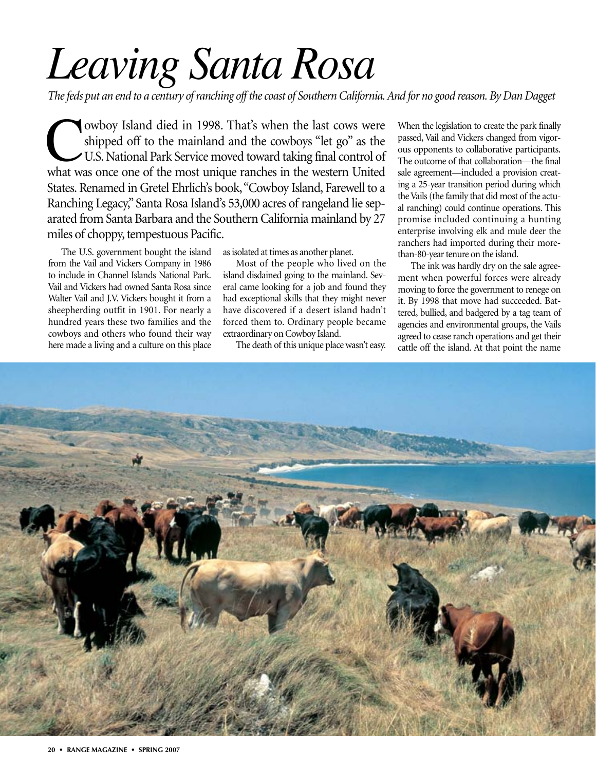# *Leaving Santa Rosa*

*The feds put an end to a century of ranching off the coast of Southern California. And for no good reason. By Dan Dagget*

Cowboy Island died in 1998. That's when the last cows were shipped off to the mainland and the cowboys "let go" as the U.S. National Park Service moved toward taking final control of what was once one of the most unique ranches in the western United States. Renamed in Gretel Ehrlich's book, "Cowboy Island, Farewell to a Ranching Legacy," Santa Rosa Island's 53,000 acres of rangeland lie separated from Santa Barbara and the Southern California mainland by 27 miles of choppy, tempestuous Pacific.

The U.S. government bought the island from the Vail and Vickers Company in 1986 to include in Channel Islands National Park. Vail and Vickers had owned Santa Rosa since Walter Vail and J.V. Vickers bought it from a sheepherding outfit in 1901. For nearly a hundred years these two families and the cowboys and others who found their way here made a living and a culture on this place as isolated at times as another planet.

Most of the people who lived on the island disdained going to the mainland. Several came looking for a job and found they had exceptional skills that they might never have discovered if a desert island hadn't forced them to. Ordinary people became extraordinary on Cowboy Island.

The death of this unique place wasn't easy. When the legislation to create the park finally passed, Vail and Vickers changed from vigorous opponents to collaborative participants. The outcome of that collaboration—the final sale agreement—included a provision creating a 25-year transition period during which the Vails (the family that did most of the actual ranching) could continue operations. This promise included continuing a hunting enterprise involving elk and mule deer the ranchers had imported during their more-than-80-year tenure on the island.

The ink was hardly dry on the sale agreement when powerful forces were already moving to force the government to renege on it. By 1998 that move had succeeded. Battered, bullied, and badgered by a tag team of agencies and environmental groups, the Vails agreed to cease ranch operations and get their cattle off the island. At that point the name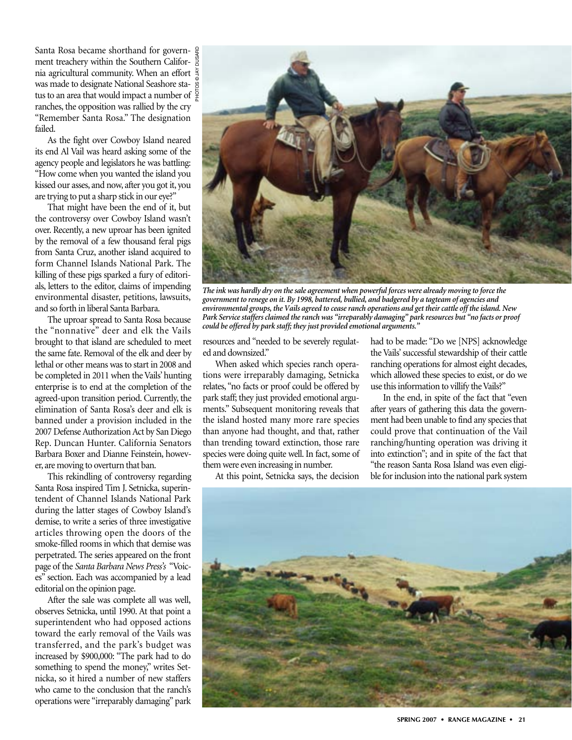Santa Rosa became shorthand for government treachery within the Southern California agricultural community. When an effort was made to designate National Seashore status to an area that would impact a number of ranches, the opposition was rallied by the cry "Remember Santa Rosa." The designation failed.

As the fight over Cowboy Island neared its end Al Vail was heard asking some of the agency people and legislators he was battling: "How come when you wanted the island you kissed our asses, and now, after you got it, you are trying to put a sharp stick in our eye?"

That might have been the end of it, but the controversy over Cowboy Island wasn't over. Recently, a new uproar has been ignited by the removal of a few thousand feral pigs from Santa Cruz, another island acquired to form Channel Islands National Park. The killing of these pigs sparked a fury of editorials, letters to the editor, claims of impending environmental disaster, petitions, lawsuits, and so forth in liberal Santa Barbara.

The uproar spread to Santa Rosa because the "nonnative" deer and elk the Vails brought to that island are scheduled to meet the same fate. Removal of the elk and deer by lethal or other means was to start in 2008 and be completed in 2011 when the Vails' hunting enterprise is to end at the completion of the agreed-upon transition period. Currently, the elimination of Santa Rosa's deer and elk is banned under a provision included in the 2007 Defense Authorization Act by San Diego Rep. Duncan Hunter. California Senators Barbara Boxer and Dianne Feinstein, however, are moving to overturn that ban.

This rekindling of controversy regarding Santa Rosa inspired Tim J. Setnicka, superintendent of Channel Islands National Park during the latter stages of Cowboy Island's demise, to write a series of three investigative articles throwing open the doors of the smoke-filled rooms in which that demise was perpetrated. The series appeared on the front page of the *Santa Barbara News Press's* "Voices" section. Each was accompanied by a lead editorial on the opinion page.

After the sale was complete all was well, observes Setnicka, until 1990. At that point a superintendent who had opposed actions toward the early removal of the Vails was transferred, and the park's budget was increased by $900,000: "The park had to do something to spend the money," writes Setnicka, so it hired a number of new staffers who came to the conclusion that the ranch's operations were "irreparably damaging" park resources and "needed to be severely regulated and downsized."

When asked which species ranch operations were irreparably damaging, Setnicka relates, "no facts or proof could be offered by park staff; they just provided emotional arguments." Subsequent monitoring reveals that the island hosted many more rare species than anyone had thought, and that, rather than trending toward extinction, those rare species were doing quite well. In fact, some of them were even increasing in number.

At this point, Setnicka says, the decision had to be made: "Do we [NPS] acknowledge the Vails' successful stewardship of their cattle ranching operations for almost eight decades, which allowed these species to exist, or do we use this information to villify the Vails?"

In the end, in spite of the fact that "even after years of gathering this data the government had been unable to find any species that could prove that continuation of the Vail ranching/hunting operation was driving it into extinction"; and in spite of the fact that "the reason Santa Rosa Island was even eligible for inclusion into the national park system

*The ink was hardly dry on the sale agreement when powerful forces were already moving to force the government to renege on it. By 1998, battered, bullied, and badgered by a tagteam of agencies and environmental groups, the Vails agreed to cease ranch operations and get their cattle off the island. New Park Service staffers claimed the ranch was "irreparably damaging" park resources but "no facts or proof could be offered by park staff; they just provided emotional arguments."*

PHOTOS © JAY DUSARD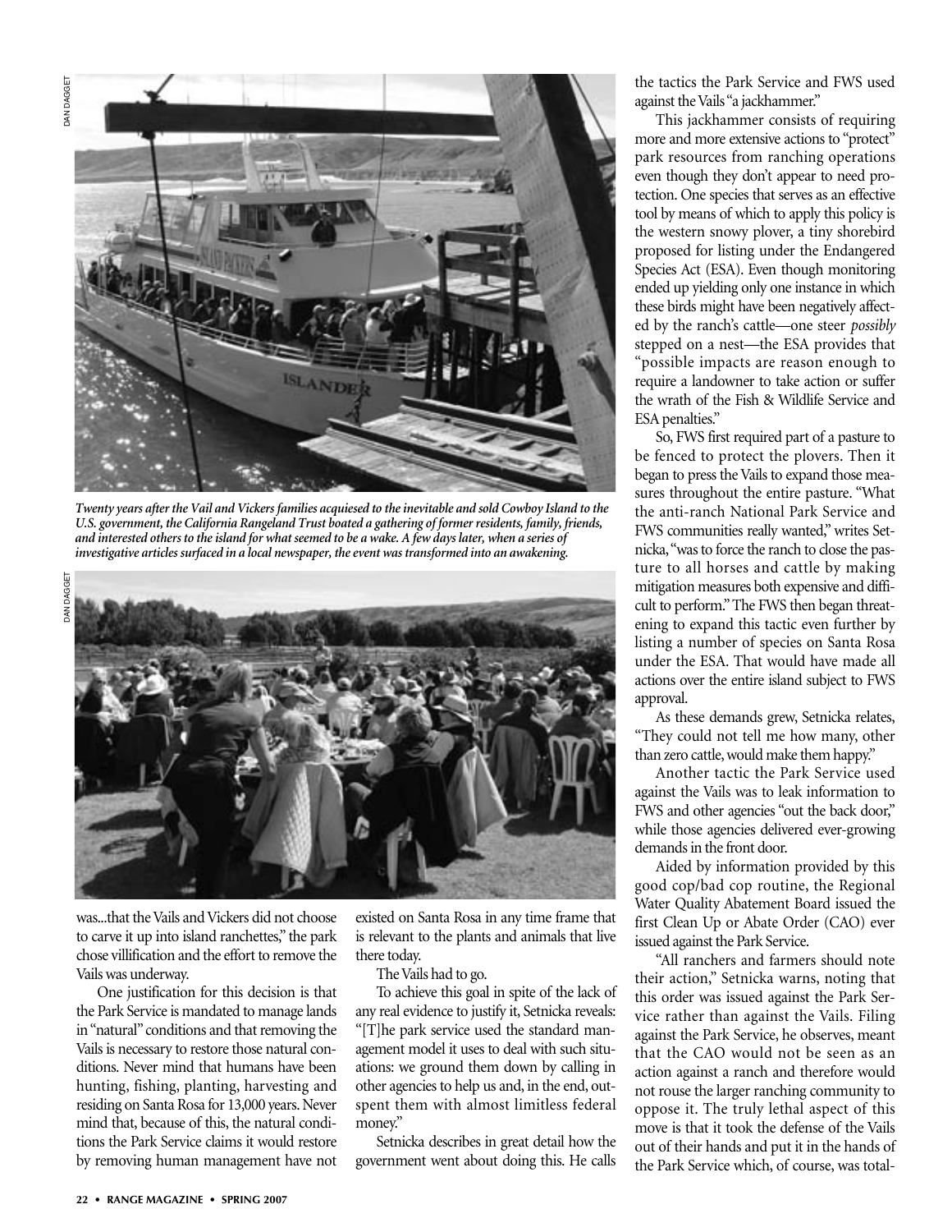*Twenty years after the Vail and Vickers families acquiesed to the inevitable and sold Cowboy Island to the U.S. government, the California Rangeland Trust boated a gathering of former residents, family, friends, and interested others to the island for what seemed to be a wake. A few days later, when a series of investigative articles surfaced in a local newspaper, the event was transformed into an awakening.*

was...that the Vails and Vickers did not choose to carve it up into island ranchettes," the park chose villification and the effort to remove the Vails was underway.

One justification for this decision is that the Park Service is mandated to manage lands in "natural" conditions and that removing the Vails is necessary to restore those natural conditions. Never mind that humans have been hunting, fishing, planting, harvesting and residing on Santa Rosa for 13,000 years. Never mind that, because of this, the natural conditions the Park Service claims it would restore by removing human management have not existed on Santa Rosa in any time frame that is relevant to the plants and animals that live there today.

The Vails had to go.

To achieve this goal in spite of the lack of any real evidence to justify it, Setnicka reveals: "[T]he park service used the standard management model it uses to deal with such situations: we ground them down by calling in other agencies to help us and, in the end, outspent them with almost limitless federal money."

Setnicka describes in great detail how the government went about doing this. He calls the tactics the Park Service and FWS used against the Vails "a jackhammer."

This jackhammer consists of requiring more and more extensive actions to "protect" park resources from ranching operations even though they don't appear to need protection. One species that serves as an effective tool by means of which to apply this policy is the western snowy plover, a tiny shorebird proposed for listing under the Endangered Species Act (ESA). Even though monitoring ended up yielding only one instance in which these birds might have been negatively affected by the ranch's cattle—one steer *possibly* stepped on a nest—the ESA provides that "possible impacts are reason enough to require a landowner to take action or suffer the wrath of the Fish & Wildlife Service and ESA penalties."

So, FWS first required part of a pasture to be fenced to protect the plovers. Then it began to press the Vails to expand those measures throughout the entire pasture. "What the anti-ranch National Park Service and FWS communities really wanted," writes Setnicka, "was to force the ranch to close the pasture to all horses and cattle by making mitigation measures both expensive and difficult to perform." The FWS then began threatening to expand this tactic even further by listing a number of species on Santa Rosa under the ESA. That would have made all actions over the entire island subject to FWS approval.

As these demands grew, Setnicka relates, "They could not tell me how many, other than zero cattle, would make them happy."

Another tactic the Park Service used against the Vails was to leak information to FWS and other agencies "out the back door," while those agencies delivered ever-growing demands in the front door.

Aided by information provided by this good cop/bad cop routine, the Regional Water Quality Abatement Board issued the first Clean Up or Abate Order (CAO) ever issued against the Park Service.

"All ranchers and farmers should note their action," Setnicka warns, noting that this order was issued against the Park Service rather than against the Vails. Filing against the Park Service, he observes, meant that the CAO would not be seen as an action against a ranch and therefore would not rouse the larger ranching community to oppose it. The truly lethal aspect of this move is that it took the defense of the Vails out of their hands and put it in the hands of the Park Service which, of course, was total-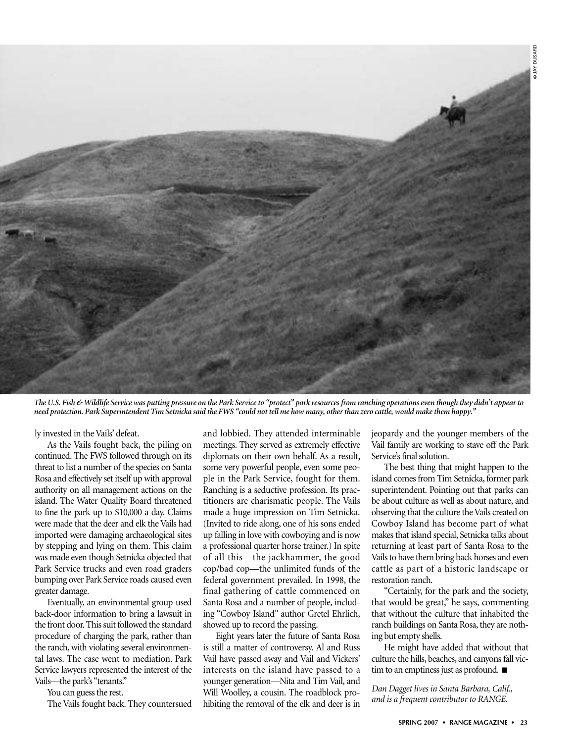*The U.S. Fish & Wildlife Service was putting pressure on the Park Service to "protect" park resources from ranching operations even though they didn't appear to need protection. Park Superintendent Tim Setnicka said the FWS "could not tell me how many, other than zero cattle, would make them happy."*

©JAY DUSARD

ly invested in the Vails' defeat.

As the Vails fought back, the piling on continued. The FWS followed through on its threat to list a number of the species on Santa Rosa and effectively set itself up with approval authority on all management actions on the island. The Water Quality Board threatened to fine the park up to $10,000 a day. Claims were made that the deer and elk the Vails had imported were damaging archaeological sites by stepping and lying on them. This claim was made even though Setnicka objected that Park Service trucks and even road graders bumping over Park Service roads caused even greater damage.

Eventually, an environmental group used back-door information to bring a lawsuit in the front door. This suit followed the standard procedure of charging the park, rather than the ranch, with violating several environmental laws. The case went to mediation. Park Service lawyers represented the interest of the Vails—the park's "tenants."

You can guess the rest.

The Vails fought back. They countersued and lobbied. They attended interminable meetings. They served as extremely effective diplomats on their own behalf. As a result, some very powerful people, even some people in the Park Service, fought for them. Ranching is a seductive profession. Its practitioners are charismatic people. The Vails made a huge impression on Tim Setnicka. (Invited to ride along, one of his sons ended up falling in love with cowboying and is now a professional quarter horse trainer.) In spite of all this—the jackhammer, the good cop/bad cop—the unlimited funds of the federal government prevailed. In 1998, the final gathering of cattle commenced on Santa Rosa and a number of people, including "Cowboy Island" author Gretel Ehrlich, showed up to record the passing.

Eight years later the future of Santa Rosa is still a matter of controversy. Al and Russ Vail have passed away and Vail and Vickers' interests on the island have passed to a younger generation—Nita and Tim Vail, and Will Woolley, a cousin. The roadblock prohibiting the removal of the elk and deer is in jeopardy and the younger members of the Vail family are working to stave off the Park Service's final solution.

The best thing that might happen to the island comes from Tim Setnicka, former park superintendent. Pointing out that parks can be about culture as well as about nature, and observing that the culture the Vails created on Cowboy Island has become part of what makes that island special, Setnicka talks about returning at least part of Santa Rosa to the Vails to have them bring back horses and even cattle as part of a historic landscape or restoration ranch.

"Certainly, for the park and the society, that would be great," he says, commenting that without the culture that inhabited the ranch buildings on Santa Rosa, they are nothing but empty shells.

He might have added that without that culture the hills, beaches, and canyons fall victim to an emptiness just as profound. ■

*Dan Dagget lives in Santa Barbara, Calif., and is a frequent contributor to RANGE.*